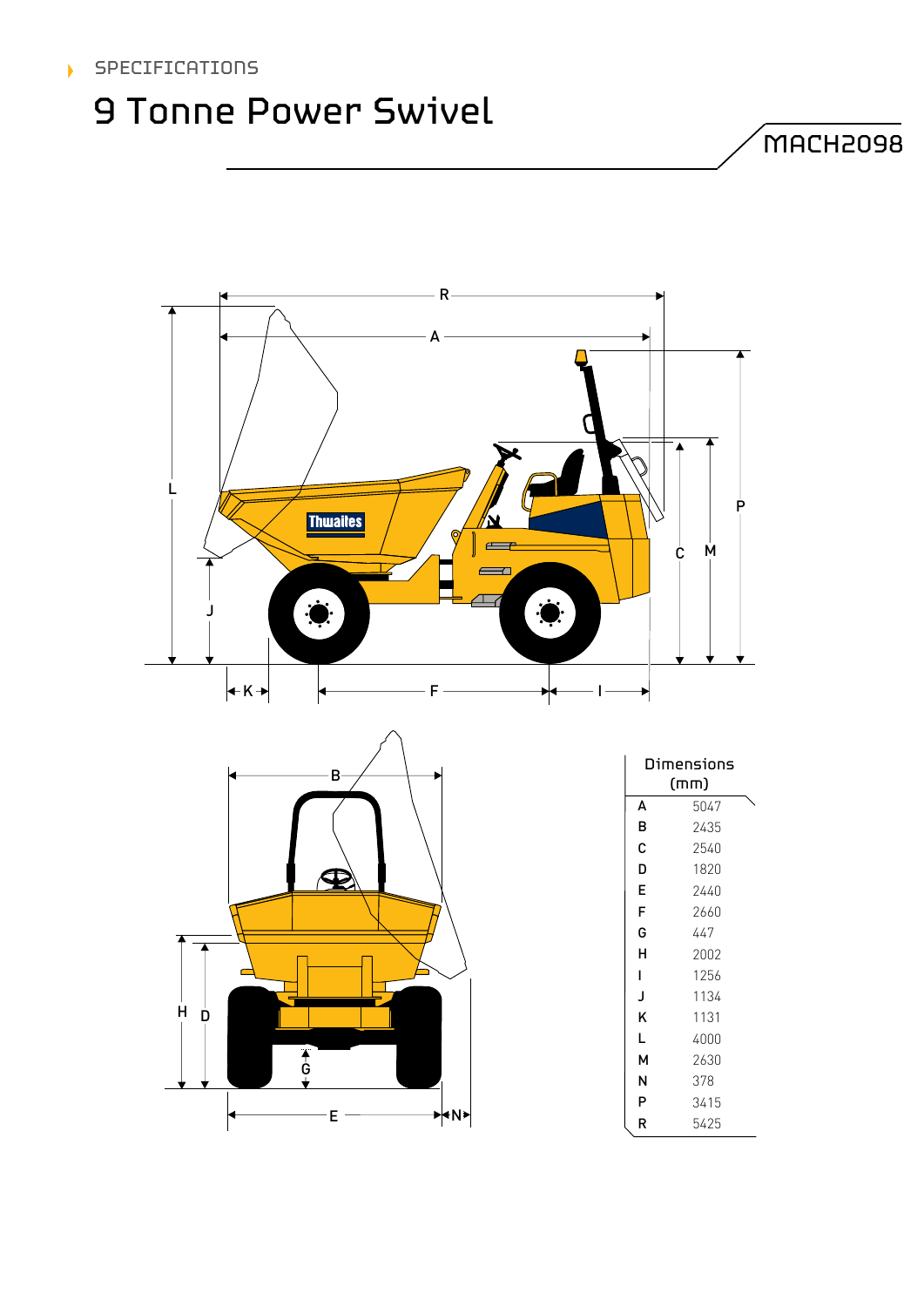SPECIFICATIONS

# 9 Tonne Power Swivel

MACH2098

| Dimensions (mm) | |
|---|---|
| A | 5047 |
| B | 2435 |
| C | 2540 |
| D | 1820 |
| E | 2440 |
| F | 2660 |
| G | 447 |
| H | 2002 |
| I | 1256 |
| J | 1134 |
| K | 1131 |
| L | 4000 |
| M | 2630 |
| N | 378 |
| P | 3415 |
| R | 5425 |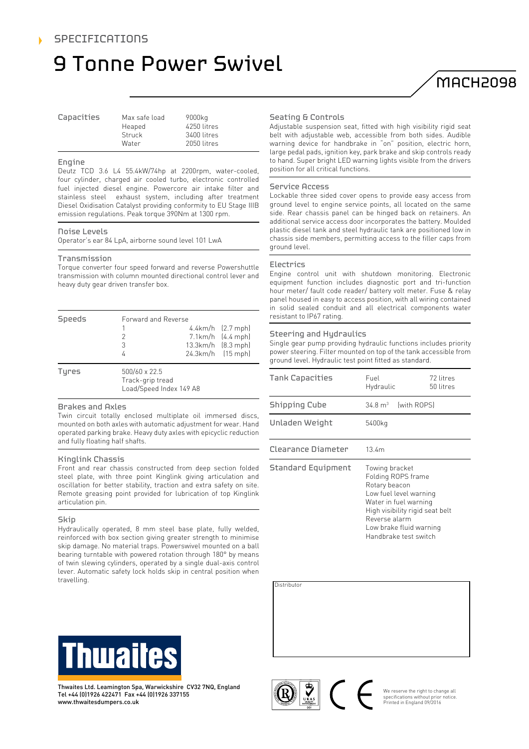SPECIFICATIONS

# 9 Tonne Power Swivel

MACH2098

## Capacities

| | | |
|---|---|---|
| Capacities | Max safe load | 9000kg |
| | Heaped | 4250 litres |
| | Struck | 3400 litres |
| | Water | 2050 litres |

### Engine

Deutz TCD 3.6 L4 55.4kW/74hp at 2200rpm, water-cooled, four cylinder, charged air cooled turbo, electronic controlled fuel injected diesel engine. Powercore air intake filter and stainless steel exhaust system, including after treatment Diesel Oxidisation Catalyst providing conformity to EU Stage IIIB emission regulations. Peak torque 390Nm at 1300 rpm.

### Noise Levels

Operator's ear 84 LpA, airborne sound level 101 LwA

### Transmission

Torque converter four speed forward and reverse Powershuttle transmission with column mounted directional control lever and heavy duty gear driven transfer box.

## Speeds

| | | | |
|---|---|---|---|
| Speeds | Forward and Reverse | | |
| | 1 | 4.4km/h | (2.7 mph) |
| | 2 | 7.1km/h | (4.4 mph) |
| | 3 | 13.3km/h | (8.3 mph) |
| | 4 | 24.3km/h | (15 mph) |

## Tyres

500/60 x 22.5
Track-grip tread
Load/Speed Index 149 A8

### Brakes and Axles

Twin circuit totally enclosed multiplate oil immersed discs, mounted on both axles with automatic adjustment for wear. Hand operated parking brake. Heavy duty axles with epicyclic reduction and fully floating half shafts.

### Kinglink Chassis

Front and rear chassis constructed from deep section folded steel plate, with three point Kinglink giving articulation and oscillation for better stability, traction and extra safety on site. Remote greasing point provided for lubrication of top Kinglink articulation pin.

### Skip

Hydraulically operated, 8 mm steel base plate, fully welded, reinforced with box section giving greater strength to minimise skip damage. No material traps. Powerswivel mounted on a ball bearing turntable with powered rotation through 180° by means of twin slewing cylinders, operated by a single dual-axis control lever. Automatic safety lock holds skip in central position when travelling.

### Seating & Controls

Adjustable suspension seat, fitted with high visibility rigid seat belt with adjustable web, accessible from both sides. Audible warning device for handbrake in "on" position, electric horn, large pedal pads, ignition key, park brake and skip controls ready to hand. Super bright LED warning lights visible from the drivers position for all critical functions.

### Service Access

Lockable three sided cover opens to provide easy access from ground level to engine service points, all located on the same side. Rear chassis panel can be hinged back on retainers. An additional service access door incorporates the battery. Moulded plastic diesel tank and steel hydraulic tank are positioned low in chassis side members, permitting access to the filler caps from ground level.

### Electrics

Engine control unit with shutdown monitoring. Electronic equipment function includes diagnostic port and tri-function hour meter/ fault code reader/ battery volt meter. Fuse & relay panel housed in easy to access position, with all wiring contained in solid sealed conduit and all electrical components water resistant to IP67 rating.

### Steering and Hydraulics

Single gear pump providing hydraulic functions includes priority power steering. Filter mounted on top of the tank accessible from ground level. Hydraulic test point fitted as standard.

| | | |
|---|---|---|
| Tank Capacities | Fuel | 72 litres |
| | Hydraulic | 50 litres |
| Shipping Cube | 34.8 m³ | (with ROPS) |
| Unladen Weight | 5400kg | |
| Clearance Diameter | 13.4m | |

## Standard Equipment

Towing bracket
Folding ROPS frame
Rotary beacon
Low fuel level warning
Water in fuel warning
High visibility rigid seat belt
Reverse alarm
Low brake fluid warning
Handbrake test switch

Distributor

Thwaites

Thwaites Ltd. Leamington Spa, Warwickshire CV32 7NQ, England
Tel +44 (0)1926 422471 Fax +44 (0)1926 337155
www.thwaitesdumpers.co.uk

We reserve the right to change all specifications without prior notice. Printed in England 09/2016